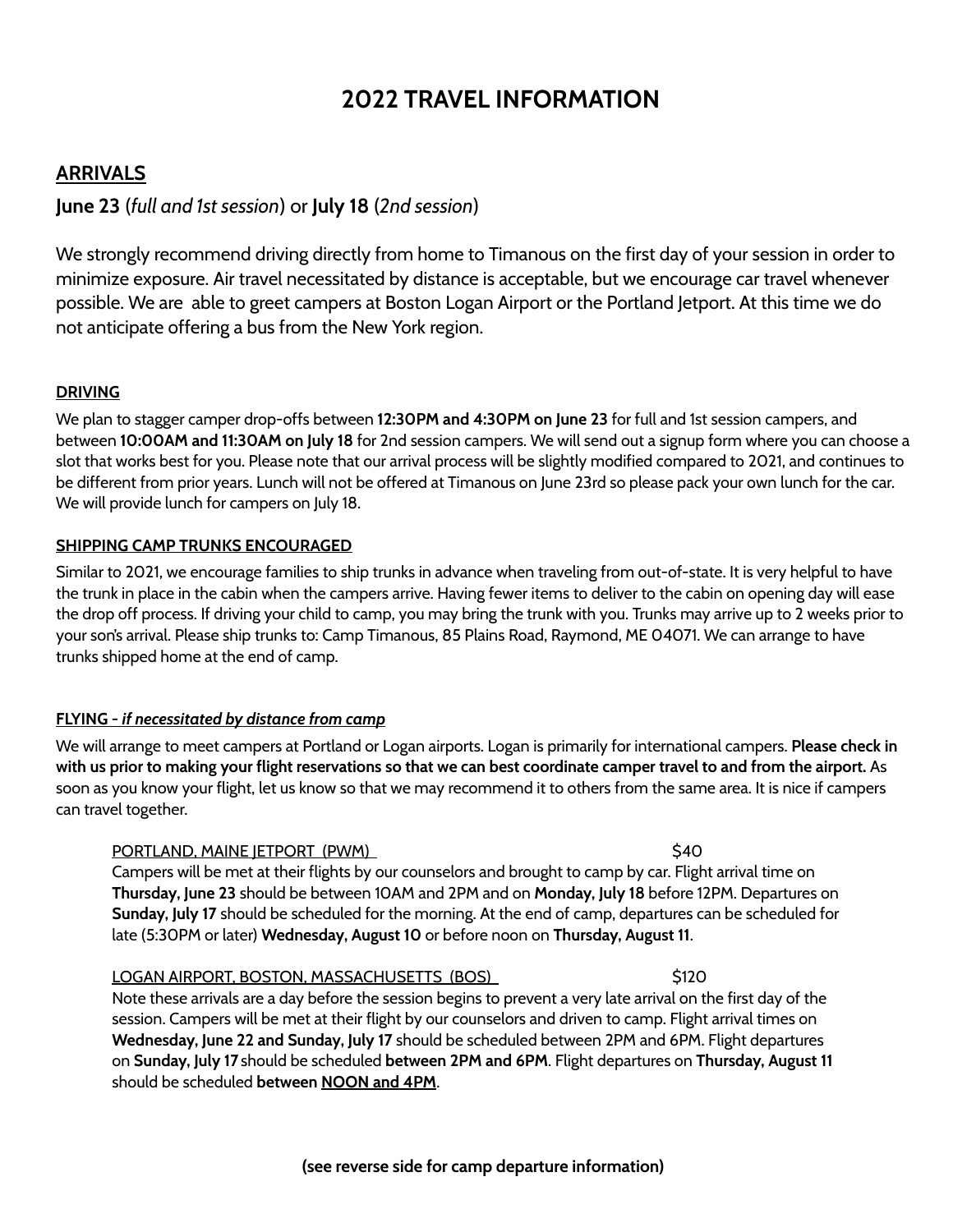# 2022 TRAVEL INFORMATION

## ARRIVALS

**June 23** (*full and 1st session*) or **July 18** (*2nd session*)

We strongly recommend driving directly from home to Timanous on the first day of your session in order to minimize exposure. Air travel necessitated by distance is acceptable, but we encourage car travel whenever possible. We are able to greet campers at Boston Logan Airport or the Portland Jetport. At this time we do not anticipate offering a bus from the New York region.

### DRIVING

We plan to stagger camper drop-offs between **12:30PM and 4:30PM on June 23** for full and 1st session campers, and between **10:00AM and 11:30AM on July 18** for 2nd session campers. We will send out a signup form where you can choose a slot that works best for you. Please note that our arrival process will be slightly modified compared to 2021, and continues to be different from prior years. Lunch will not be offered at Timanous on June 23rd so please pack your own lunch for the car. We will provide lunch for campers on July 18.

### SHIPPING CAMP TRUNKS ENCOURAGED

Similar to 2021, we encourage families to ship trunks in advance when traveling from out-of-state. It is very helpful to have the trunk in place in the cabin when the campers arrive. Having fewer items to deliver to the cabin on opening day will ease the drop off process. If driving your child to camp, you may bring the trunk with you. Trunks may arrive up to 2 weeks prior to your son's arrival. Please ship trunks to: Camp Timanous, 85 Plains Road, Raymond, ME 04071. We can arrange to have trunks shipped home at the end of camp.

### FLYING - *if necessitated by distance from camp*

We will arrange to meet campers at Portland or Logan airports. Logan is primarily for international campers. **Please check in with us prior to making your flight reservations so that we can best coordinate camper travel to and from the airport.** As soon as you know your flight, let us know so that we may recommend it to others from the same area. It is nice if campers can travel together.

PORTLAND, MAINE JETPORT (PWM) — $40

Campers will be met at their flights by our counselors and brought to camp by car. Flight arrival time on **Thursday, June 23** should be between 10AM and 2PM and on **Monday, July 18** before 12PM. Departures on **Sunday, July 17** should be scheduled for the morning. At the end of camp, departures can be scheduled for late (5:30PM or later) **Wednesday, August 10** or before noon on **Thursday, August 11**.

LOGAN AIRPORT, BOSTON, MASSACHUSETTS (BOS) — $120

Note these arrivals are a day before the session begins to prevent a very late arrival on the first day of the session. Campers will be met at their flight by our counselors and driven to camp. Flight arrival times on **Wednesday, June 22 and Sunday, July 17** should be scheduled between 2PM and 6PM. Flight departures on **Sunday, July 17** should be scheduled **between 2PM and 6PM**. Flight departures on **Thursday, August 11** should be scheduled **between NOON and 4PM**.

**(see reverse side for camp departure information)**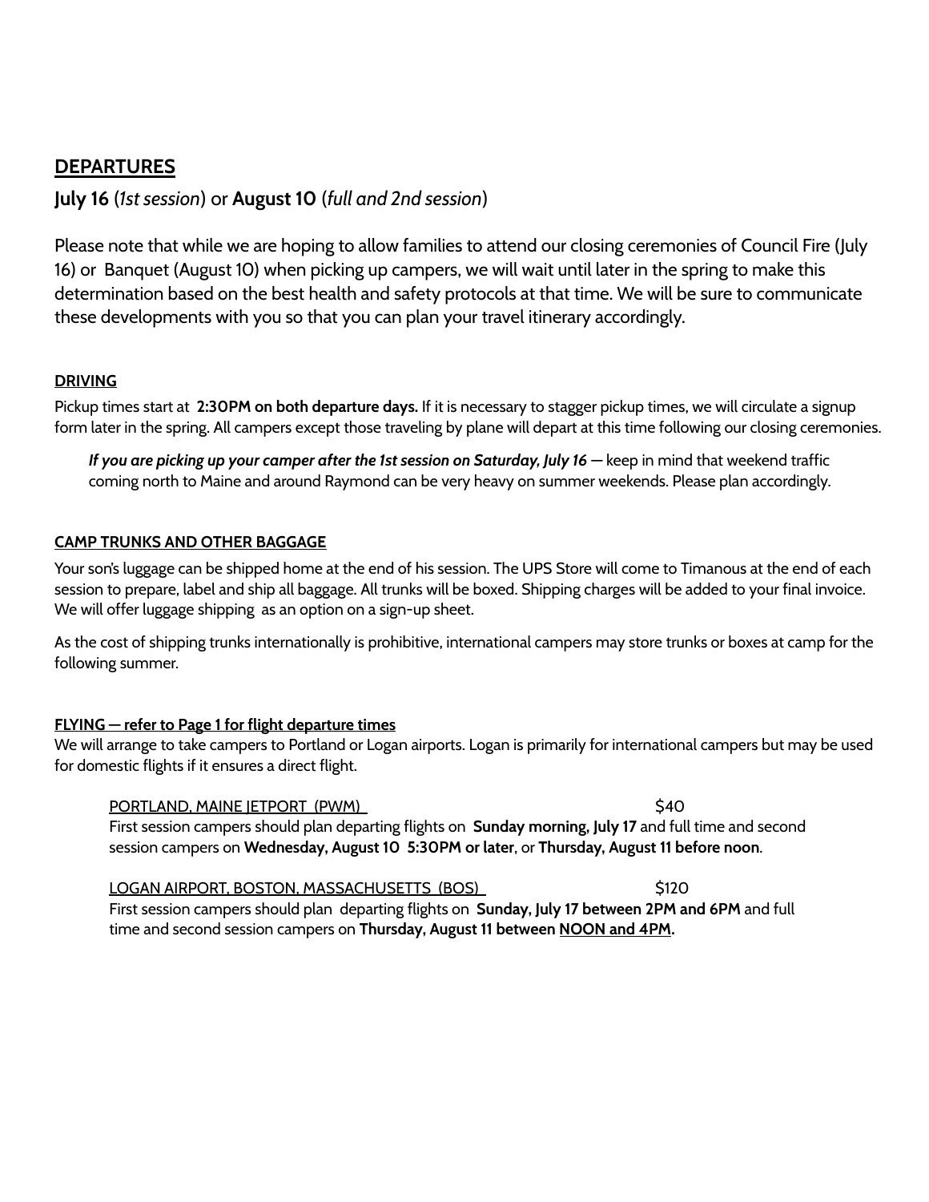## DEPARTURES

**July 16** (*1st session*) or **August 10** (*full and 2nd session*)

Please note that while we are hoping to allow families to attend our closing ceremonies of Council Fire (July 16) or Banquet (August 10) when picking up campers, we will wait until later in the spring to make this determination based on the best health and safety protocols at that time. We will be sure to communicate these developments with you so that you can plan your travel itinerary accordingly.

### DRIVING

Pickup times start at **2:30PM on both departure days.** If it is necessary to stagger pickup times, we will circulate a signup form later in the spring. All campers except those traveling by plane will depart at this time following our closing ceremonies.

> ***If you are picking up your camper after the 1st session on Saturday, July 16*** — keep in mind that weekend traffic coming north to Maine and around Raymond can be very heavy on summer weekends. Please plan accordingly.

### CAMP TRUNKS AND OTHER BAGGAGE

Your son's luggage can be shipped home at the end of his session. The UPS Store will come to Timanous at the end of each session to prepare, label and ship all baggage. All trunks will be boxed. Shipping charges will be added to your final invoice. We will offer luggage shipping as an option on a sign-up sheet.

As the cost of shipping trunks internationally is prohibitive, international campers may store trunks or boxes at camp for the following summer.

### FLYING — refer to Page 1 for flight departure times

We will arrange to take campers to Portland or Logan airports. Logan is primarily for international campers but may be used for domestic flights if it ensures a direct flight.

> PORTLAND, MAINE JETPORT (PWM) — $40
>
> First session campers should plan departing flights on **Sunday morning, July 17** and full time and second session campers on **Wednesday, August 10 5:30PM or later**, or **Thursday, August 11 before noon**.

> LOGAN AIRPORT, BOSTON, MASSACHUSETTS (BOS) — $120
>
> First session campers should plan departing flights on **Sunday, July 17 between 2PM and 6PM** and full time and second session campers on **Thursday, August 11 between NOON and 4PM.**